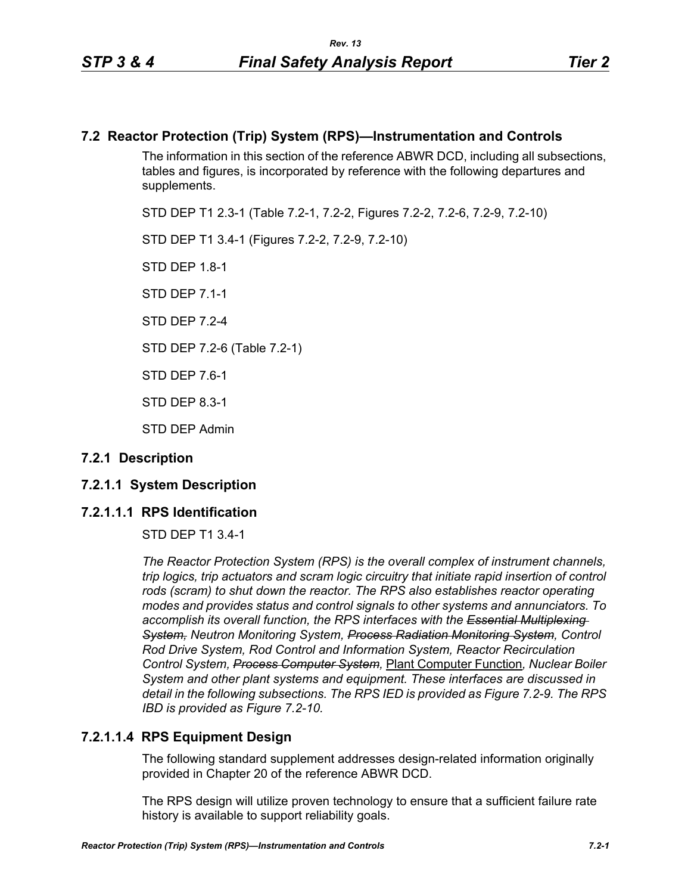## 7.2 Reactor Protection (Trip) System (RPS)—Instrumentation and Controls

The information in this section of the reference ABWR DCD, including all subsections, tables and figures, is incorporated by reference with the following departures and supplements.

STD DEP T1 2.3-1 (Table 7.2-1, 7.2-2, Figures 7.2-2, 7.2-6, 7.2-9, 7.2-10)

STD DEP T1 3.4-1 (Figures 7.2-2, 7.2-9, 7.2-10)

STD DEP 1.8-1

STD DEP 7.1-1

STD DEP 7.2-4

STD DEP 7.2-6 (Table 7.2-1)

STD DEP 7.6-1

STD DEP 8.3-1

STD DEP Admin

### 7.2.1 Description

### 7.2.1.1 System Description

#### 7.2.1.1.1 RPS Identification

STD DEP T1 3.4-1

*The Reactor Protection System (RPS) is the overall complex of instrument channels, trip logics, trip actuators and scram logic circuitry that initiate rapid insertion of control rods (scram) to shut down the reactor. The RPS also establishes reactor operating modes and provides status and control signals to other systems and annunciators. To accomplish its overall function, the RPS interfaces with the ~~Essential Multiplexing System,~~ Neutron Monitoring System, ~~Process Radiation Monitoring System~~, Control Rod Drive System, Rod Control and Information System, Reactor Recirculation Control System, ~~Process Computer System~~,* <u>Plant Computer Function</u>*, Nuclear Boiler System and other plant systems and equipment. These interfaces are discussed in detail in the following subsections. The RPS IED is provided as Figure 7.2-9. The RPS IBD is provided as Figure 7.2-10.*

#### 7.2.1.1.4 RPS Equipment Design

The following standard supplement addresses design-related information originally provided in Chapter 20 of the reference ABWR DCD.

The RPS design will utilize proven technology to ensure that a sufficient failure rate history is available to support reliability goals.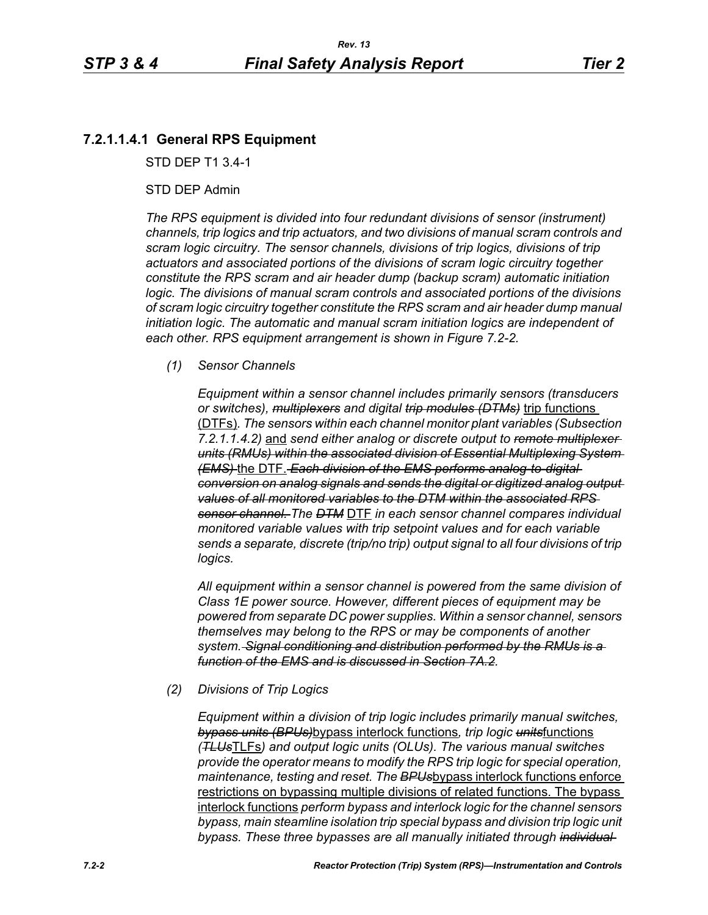### 7.2.1.1.4.1 General RPS Equipment

STD DEP T1 3.4-1

STD DEP Admin

*The RPS equipment is divided into four redundant divisions of sensor (instrument) channels, trip logics and trip actuators, and two divisions of manual scram controls and scram logic circuitry. The sensor channels, divisions of trip logics, divisions of trip actuators and associated portions of the divisions of scram logic circuitry together constitute the RPS scram and air header dump (backup scram) automatic initiation logic. The divisions of manual scram controls and associated portions of the divisions of scram logic circuitry together constitute the RPS scram and air header dump manual initiation logic. The automatic and manual scram initiation logics are independent of each other. RPS equipment arrangement is shown in Figure 7.2-2.*

*(1) Sensor Channels*

*Equipment within a sensor channel includes primarily sensors (transducers or switches), ~~multiplexers~~ and digital ~~trip modules (DTMs)~~* trip functions (DTFs)*. The sensors within each channel monitor plant variables (Subsection 7.2.1.1.4.2)* and *send either analog or discrete output to ~~remote multiplexer units (RMUs) within the associated division of Essential Multiplexing System (EMS)~~* the DTF. *~~Each division of the EMS performs analog-to-digital conversion on analog signals and sends the digital or digitized analog output values of all monitored variables to the DTM within the associated RPS sensor channel.~~ The ~~DTM~~* DTF *in each sensor channel compares individual monitored variable values with trip setpoint values and for each variable sends a separate, discrete (trip/no trip) output signal to all four divisions of trip logics.*

*All equipment within a sensor channel is powered from the same division of Class 1E power source. However, different pieces of equipment may be powered from separate DC power supplies. Within a sensor channel, sensors themselves may belong to the RPS or may be components of another system. ~~Signal conditioning and distribution performed by the RMUs is a function of the EMS and is discussed in Section 7A.2.~~*

*(2) Divisions of Trip Logics*

*Equipment within a division of trip logic includes primarily manual switches, ~~bypass units (BPUs)~~*bypass interlock functions*, trip logic ~~units~~*functions *(~~TLUs~~*TLFs*) and output logic units (OLUs). The various manual switches provide the operator means to modify the RPS trip logic for special operation, maintenance, testing and reset. The ~~BPUs~~*bypass interlock functions enforce restrictions on bypassing multiple divisions of related functions. The bypass interlock functions *perform bypass and interlock logic for the channel sensors bypass, main steamline isolation trip special bypass and division trip logic unit bypass. These three bypasses are all manually initiated through ~~individual~~*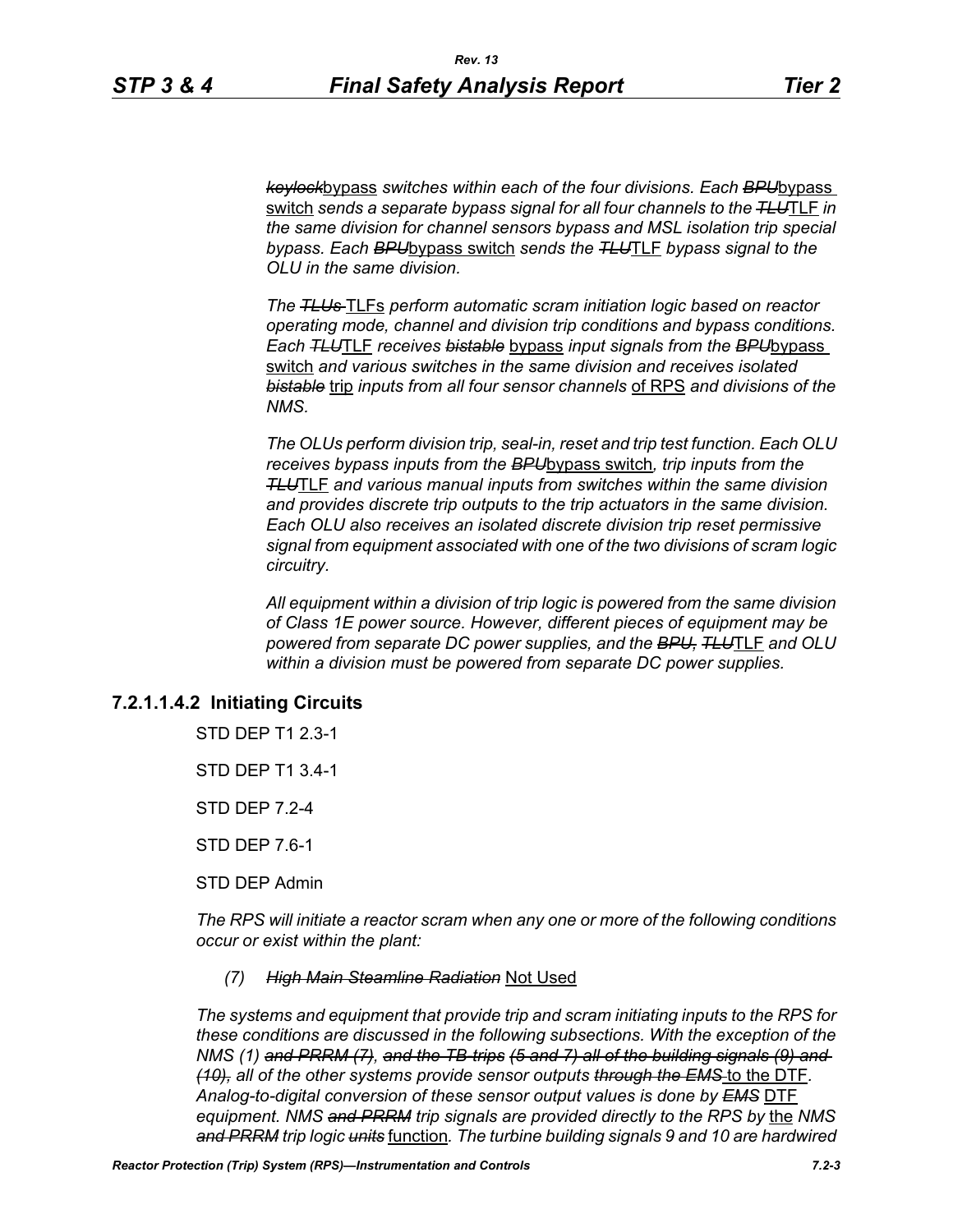*~~keylock~~bypass switches within each of the four divisions. Each ~~BPU~~bypass switch sends a separate bypass signal for all four channels to the ~~TLU~~TLF in the same division for channel sensors bypass and MSL isolation trip special bypass. Each ~~BPU~~bypass switch sends the ~~TLU~~TLF bypass signal to the OLU in the same division.*

*The ~~TLUs~~ TLFs perform automatic scram initiation logic based on reactor operating mode, channel and division trip conditions and bypass conditions. Each ~~TLU~~TLF receives ~~bistable~~ bypass input signals from the ~~BPU~~bypass switch and various switches in the same division and receives isolated ~~bistable~~ trip inputs from all four sensor channels of RPS and divisions of the NMS.*

*The OLUs perform division trip, seal-in, reset and trip test function. Each OLU receives bypass inputs from the ~~BPU~~bypass switch, trip inputs from the ~~TLU~~TLF and various manual inputs from switches within the same division and provides discrete trip outputs to the trip actuators in the same division. Each OLU also receives an isolated discrete division trip reset permissive signal from equipment associated with one of the two divisions of scram logic circuitry.*

*All equipment within a division of trip logic is powered from the same division of Class 1E power source. However, different pieces of equipment may be powered from separate DC power supplies, and the ~~BPU,~~ ~~TLU~~TLF and OLU within a division must be powered from separate DC power supplies.*

### 7.2.1.1.4.2 Initiating Circuits

STD DEP T1 2.3-1

STD DEP T1 3.4-1

STD DEP 7.2-4

STD DEP 7.6-1

STD DEP Admin

*The RPS will initiate a reactor scram when any one or more of the following conditions occur or exist within the plant:*

(7) *~~High Main Steamline Radiation~~* Not Used

*The systems and equipment that provide trip and scram initiating inputs to the RPS for these conditions are discussed in the following subsections. With the exception of the NMS (1) ~~and PRRM (7), and the TB trips (5 and 7) all of the building signals (9) and (10),~~ all of the other systems provide sensor outputs ~~through the EMS~~ to the DTF. Analog-to-digital conversion of these sensor output values is done by ~~EMS~~ DTF equipment. NMS ~~and PRRM~~ trip signals are provided directly to the RPS by the NMS ~~and PRRM~~ trip logic ~~units~~ function. The turbine building signals 9 and 10 are hardwired*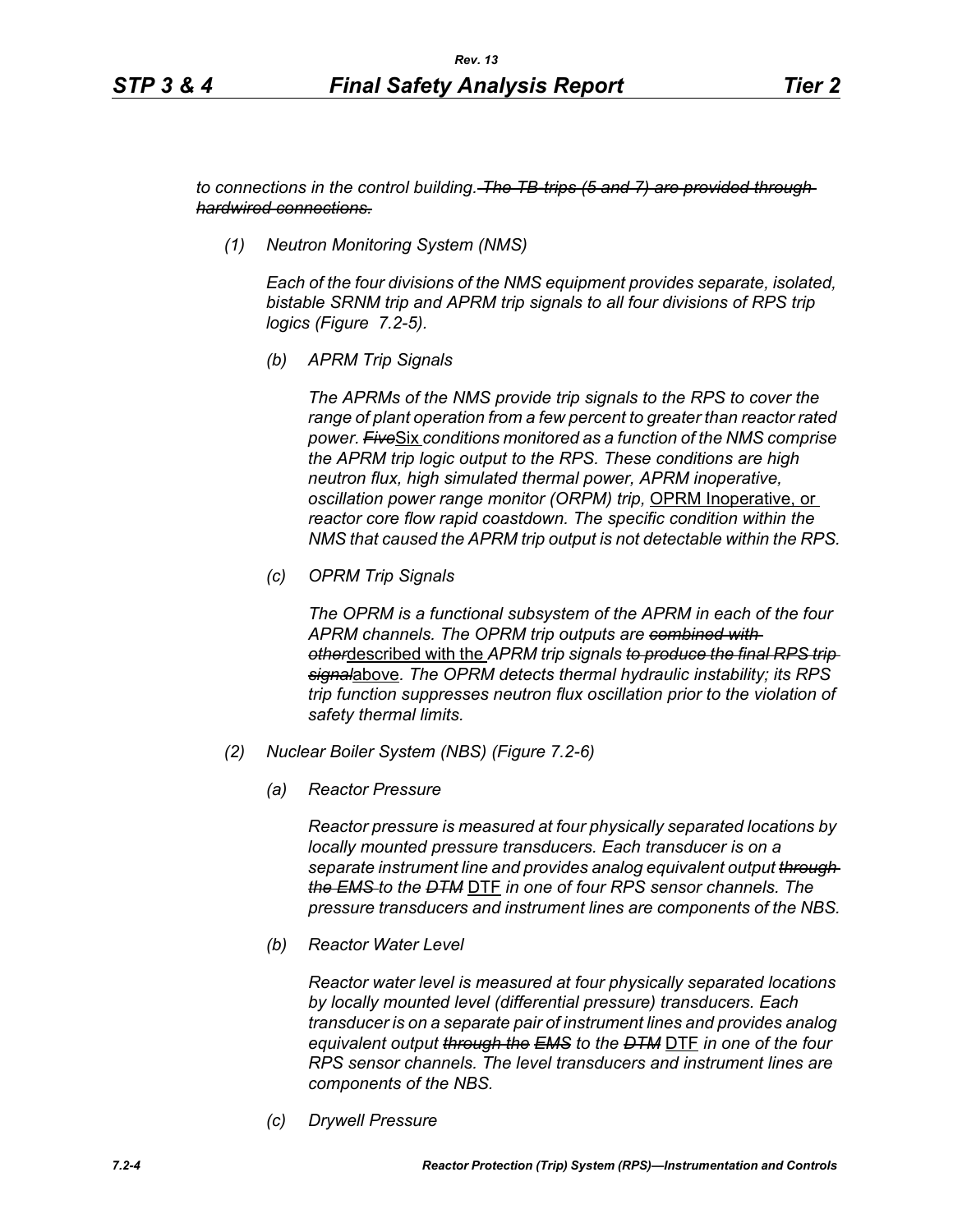*to connections in the control building.* ~~*The TB trips (5 and 7) are provided through hardwired connections.*~~

*(1) Neutron Monitoring System (NMS)*

*Each of the four divisions of the NMS equipment provides separate, isolated, bistable SRNM trip and APRM trip signals to all four divisions of RPS trip logics (Figure 7.2-5).*

*(b) APRM Trip Signals*

*The APRMs of the NMS provide trip signals to the RPS to cover the range of plant operation from a few percent to greater than reactor rated power.* ~~*Five*~~<u>Six</u> *conditions monitored as a function of the NMS comprise the APRM trip logic output to the RPS. These conditions are high neutron flux, high simulated thermal power, APRM inoperative, oscillation power range monitor (ORPM) trip,* <u>OPRM Inoperative, or</u> *reactor core flow rapid coastdown. The specific condition within the NMS that caused the APRM trip output is not detectable within the RPS.*

*(c) OPRM Trip Signals*

*The OPRM is a functional subsystem of the APRM in each of the four APRM channels. The OPRM trip outputs are* ~~*combined with other*~~<u>described with the</u> *APRM trip signals* ~~*to produce the final RPS trip signal*~~<u>above</u>*. The OPRM detects thermal hydraulic instability; its RPS trip function suppresses neutron flux oscillation prior to the violation of safety thermal limits.*

*(2) Nuclear Boiler System (NBS) (Figure 7.2-6)*

*(a) Reactor Pressure*

*Reactor pressure is measured at four physically separated locations by locally mounted pressure transducers. Each transducer is on a separate instrument line and provides analog equivalent output* ~~*through the EMS*~~ *to the* ~~*DTM*~~ <u>DTF</u> *in one of four RPS sensor channels. The pressure transducers and instrument lines are components of the NBS.*

*(b) Reactor Water Level*

*Reactor water level is measured at four physically separated locations by locally mounted level (differential pressure) transducers. Each transducer is on a separate pair of instrument lines and provides analog equivalent output* ~~*through the EMS*~~ *to the* ~~*DTM*~~ <u>DTF</u> *in one of the four RPS sensor channels. The level transducers and instrument lines are components of the NBS.*

*(c) Drywell Pressure*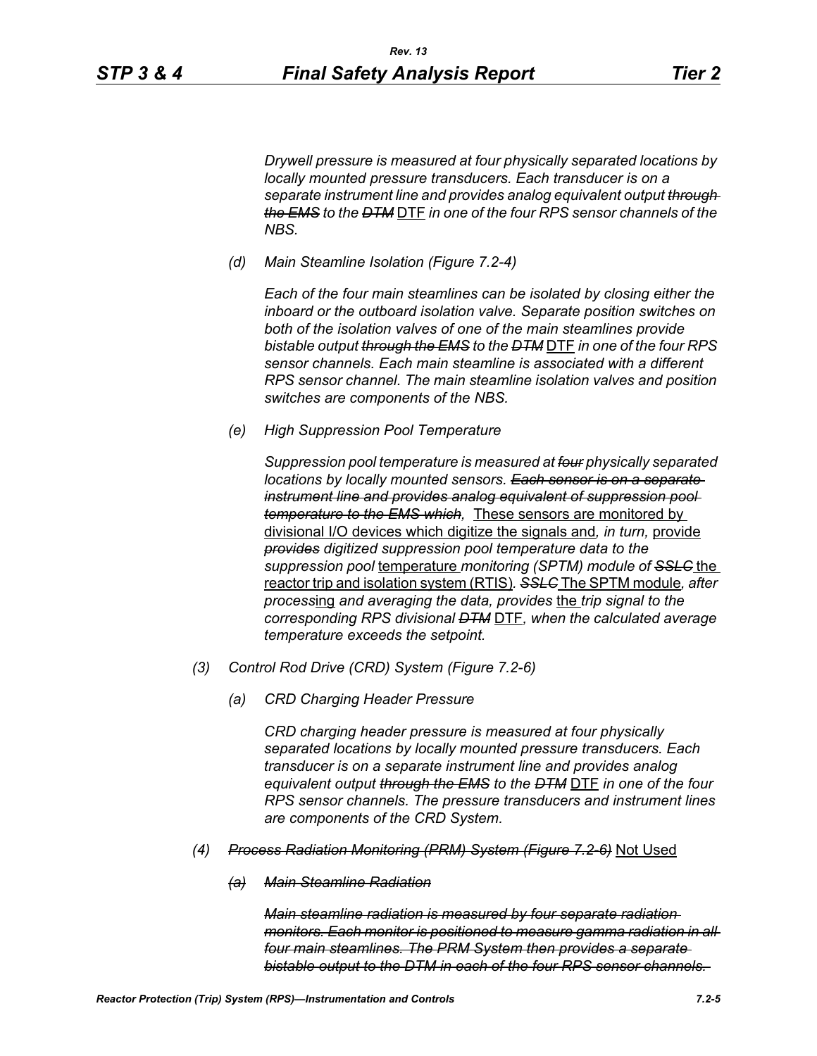*Drywell pressure is measured at four physically separated locations by locally mounted pressure transducers. Each transducer is on a separate instrument line and provides analog equivalent output ~~through the EMS~~ to the ~~DTM~~* DTF *in one of the four RPS sensor channels of the NBS.*

*(d) Main Steamline Isolation (Figure 7.2-4)*

*Each of the four main steamlines can be isolated by closing either the inboard or the outboard isolation valve. Separate position switches on both of the isolation valves of one of the main steamlines provide bistable output ~~through the EMS~~ to the ~~DTM~~* DTF *in one of the four RPS sensor channels. Each main steamline is associated with a different RPS sensor channel. The main steamline isolation valves and position switches are components of the NBS.*

*(e) High Suppression Pool Temperature*

*Suppression pool temperature is measured at ~~four~~ physically separated locations by locally mounted sensors. ~~Each sensor is on a separate instrument line and provides analog equivalent of suppression pool temperature to the EMS which,~~* These sensors are monitored by divisional I/O devices which digitize the signals and*, in turn,* provide *~~provides~~ digitized suppression pool temperature data to the suppression pool* temperature *monitoring (SPTM) module of ~~SSLC~~* the reactor trip and isolation system (RTIS)*. ~~SSLC~~* The SPTM module*, after process*ing *and averaging the data, provides* the *trip signal to the corresponding RPS divisional ~~DTM~~* DTF*, when the calculated average temperature exceeds the setpoint.*

*(3) Control Rod Drive (CRD) System (Figure 7.2-6)*

*(a) CRD Charging Header Pressure*

*CRD charging header pressure is measured at four physically separated locations by locally mounted pressure transducers. Each transducer is on a separate instrument line and provides analog equivalent output ~~through the EMS~~ to the ~~DTM~~* DTF *in one of the four RPS sensor channels. The pressure transducers and instrument lines are components of the CRD System.*

*(4) ~~Process Radiation Monitoring (PRM) System (Figure 7.2-6)~~* Not Used

*~~(a) Main Steamline Radiation~~*

*~~Main steamline radiation is measured by four separate radiation monitors. Each monitor is positioned to measure gamma radiation in all four main steamlines. The PRM System then provides a separate bistable output to the DTM in each of the four RPS sensor channels.~~*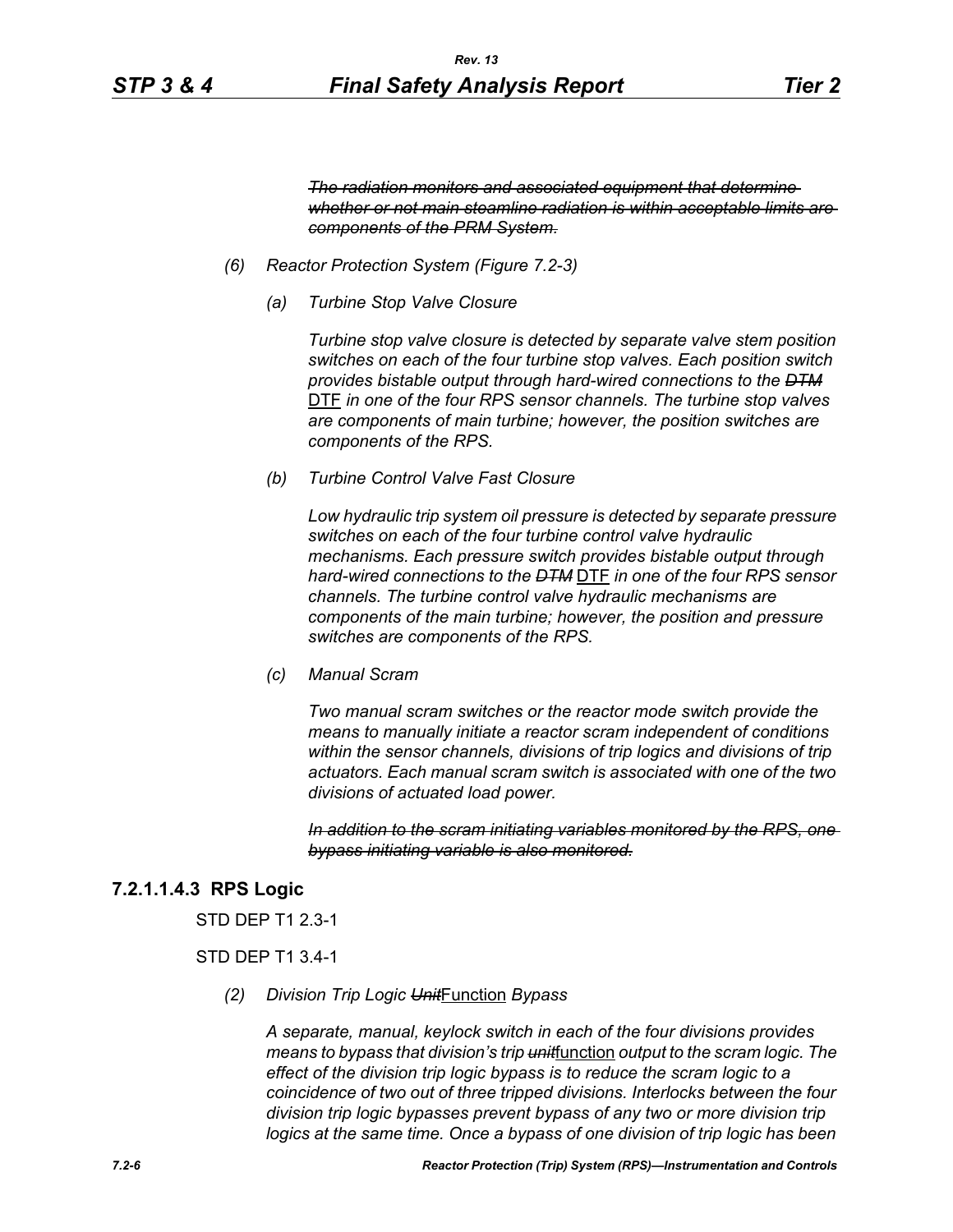~~*The radiation monitors and associated equipment that determine whether or not main steamline radiation is within acceptable limits are components of the PRM System.*~~

*(6) Reactor Protection System (Figure 7.2-3)*

*(a) Turbine Stop Valve Closure*

*Turbine stop valve closure is detected by separate valve stem position switches on each of the four turbine stop valves. Each position switch provides bistable output through hard-wired connections to the* ~~*DTM*~~ <u>DTF</u> *in one of the four RPS sensor channels. The turbine stop valves are components of main turbine; however, the position switches are components of the RPS.*

*(b) Turbine Control Valve Fast Closure*

*Low hydraulic trip system oil pressure is detected by separate pressure switches on each of the four turbine control valve hydraulic mechanisms. Each pressure switch provides bistable output through hard-wired connections to the* ~~*DTM*~~ <u>DTF</u> *in one of the four RPS sensor channels. The turbine control valve hydraulic mechanisms are components of the main turbine; however, the position and pressure switches are components of the RPS.*

*(c) Manual Scram*

*Two manual scram switches or the reactor mode switch provide the means to manually initiate a reactor scram independent of conditions within the sensor channels, divisions of trip logics and divisions of trip actuators. Each manual scram switch is associated with one of the two divisions of actuated load power.*

~~*In addition to the scram initiating variables monitored by the RPS, one bypass initiating variable is also monitored.*~~

### 7.2.1.1.4.3 RPS Logic

STD DEP T1 2.3-1

STD DEP T1 3.4-1

*(2) Division Trip Logic* ~~*Unit*~~<u>Function</u> *Bypass*

*A separate, manual, keylock switch in each of the four divisions provides means to bypass that division's trip* ~~*unit*~~<u>function</u> *output to the scram logic. The effect of the division trip logic bypass is to reduce the scram logic to a coincidence of two out of three tripped divisions. Interlocks between the four division trip logic bypasses prevent bypass of any two or more division trip logics at the same time. Once a bypass of one division of trip logic has been*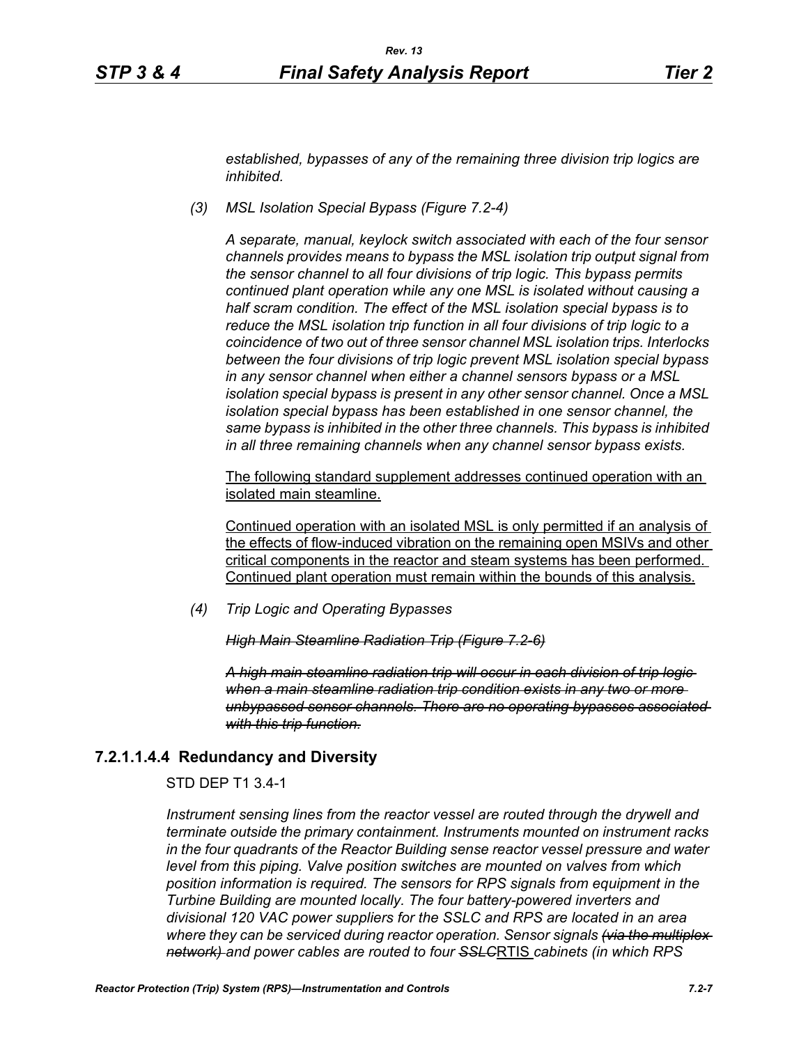*established, bypasses of any of the remaining three division trip logics are inhibited.*

*(3) MSL Isolation Special Bypass (Figure 7.2-4)*

*A separate, manual, keylock switch associated with each of the four sensor channels provides means to bypass the MSL isolation trip output signal from the sensor channel to all four divisions of trip logic. This bypass permits continued plant operation while any one MSL is isolated without causing a half scram condition. The effect of the MSL isolation special bypass is to reduce the MSL isolation trip function in all four divisions of trip logic to a coincidence of two out of three sensor channel MSL isolation trips. Interlocks between the four divisions of trip logic prevent MSL isolation special bypass in any sensor channel when either a channel sensors bypass or a MSL isolation special bypass is present in any other sensor channel. Once a MSL isolation special bypass has been established in one sensor channel, the same bypass is inhibited in the other three channels. This bypass is inhibited in all three remaining channels when any channel sensor bypass exists.*

<u>The following standard supplement addresses continued operation with an isolated main steamline.</u>

<u>Continued operation with an isolated MSL is only permitted if an analysis of the effects of flow-induced vibration on the remaining open MSIVs and other critical components in the reactor and steam systems has been performed. Continued plant operation must remain within the bounds of this analysis.</u>

*(4) Trip Logic and Operating Bypasses*

~~*High Main Steamline Radiation Trip (Figure 7.2-6)*~~

~~*A high main steamline radiation trip will occur in each division of trip logic when a main steamline radiation trip condition exists in any two or more unbypassed sensor channels. There are no operating bypasses associated with this trip function.*~~

#### 7.2.1.1.4.4 Redundancy and Diversity

STD DEP T1 3.4-1

*Instrument sensing lines from the reactor vessel are routed through the drywell and terminate outside the primary containment. Instruments mounted on instrument racks in the four quadrants of the Reactor Building sense reactor vessel pressure and water level from this piping. Valve position switches are mounted on valves from which position information is required. The sensors for RPS signals from equipment in the Turbine Building are mounted locally. The four battery-powered inverters and divisional 120 VAC power suppliers for the SSLC and RPS are located in an area where they can be serviced during reactor operation. Sensor signals ~~(via the multiplex network)~~ and power cables are routed to four ~~SSLC~~*<u>RTIS</u> *cabinets (in which RPS*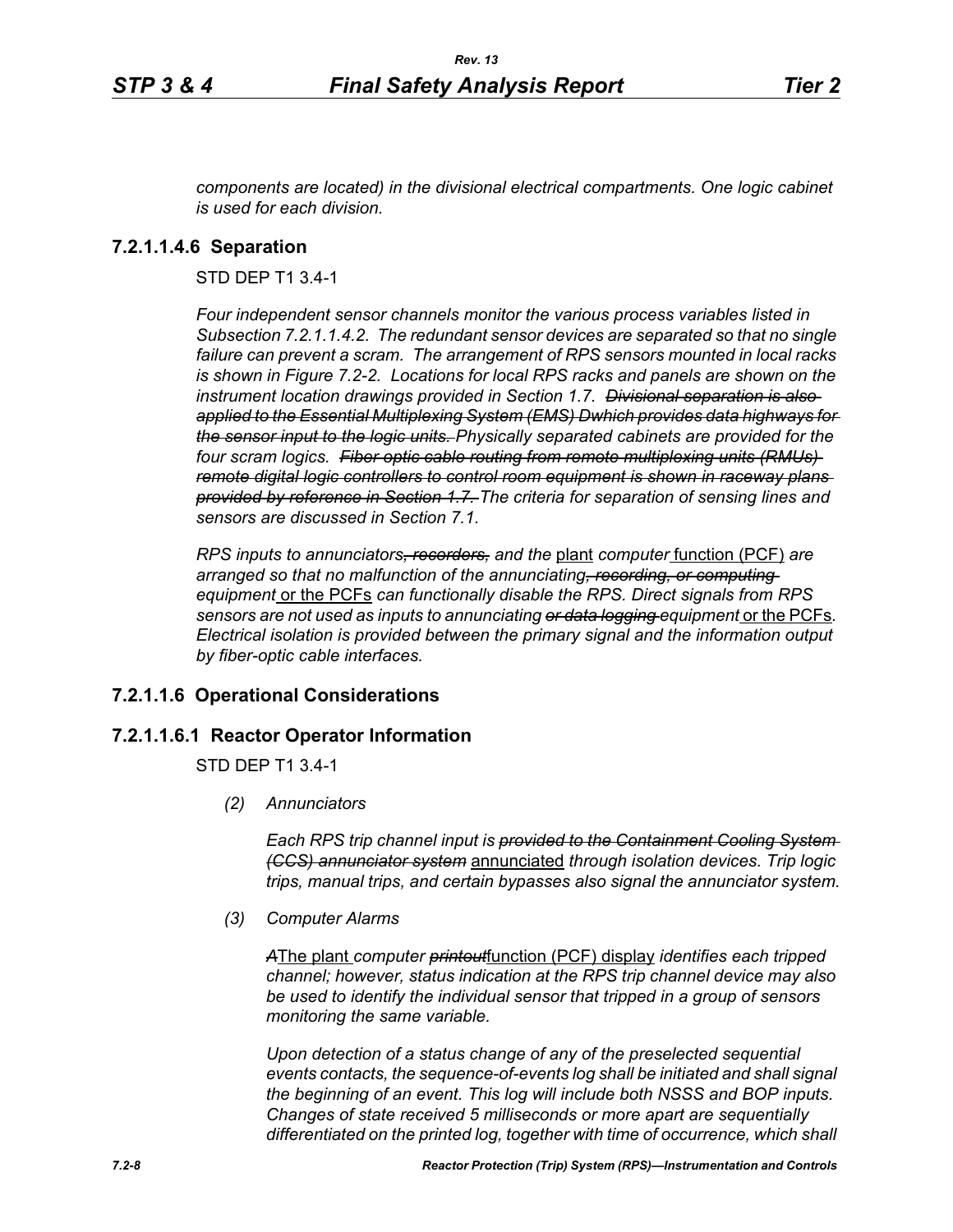*components are located) in the divisional electrical compartments. One logic cabinet is used for each division.*

### 7.2.1.1.4.6 Separation

STD DEP T1 3.4-1

*Four independent sensor channels monitor the various process variables listed in Subsection 7.2.1.1.4.2. The redundant sensor devices are separated so that no single failure can prevent a scram. The arrangement of RPS sensors mounted in local racks is shown in Figure 7.2-2. Locations for local RPS racks and panels are shown on the instrument location drawings provided in Section 1.7.* ~~*Divisional separation is also applied to the Essential Multiplexing System (EMS) Dwhich provides data highways for the sensor input to the logic units.*~~ *Physically separated cabinets are provided for the four scram logics.* ~~*Fiber optic cable routing from remote multiplexing units (RMUs) remote digital logic controllers to control room equipment is shown in raceway plans provided by reference in Section 1.7.*~~ *The criteria for separation of sensing lines and sensors are discussed in Section 7.1.*

*RPS inputs to annunciators*~~*, recorders,*~~ *and the* plant *computer* function (PCF) *are arranged so that no malfunction of the annunciating*~~*, recording, or computing*~~ *equipment* or the PCFs *can functionally disable the RPS. Direct signals from RPS sensors are not used as inputs to annunciating* ~~*or data logging*~~ *equipment* or the PCFs*. Electrical isolation is provided between the primary signal and the information output by fiber-optic cable interfaces.*

## 7.2.1.1.6 Operational Considerations

### 7.2.1.1.6.1 Reactor Operator Information

STD DEP T1 3.4-1

*(2) Annunciators*

*Each RPS trip channel input is* ~~*provided to the Containment Cooling System (CCS) annunciator system*~~ annunciated *through isolation devices. Trip logic trips, manual trips, and certain bypasses also signal the annunciator system.*

*(3) Computer Alarms*

~~*A*~~The plant *computer* ~~*printout*~~function (PCF) display *identifies each tripped channel; however, status indication at the RPS trip channel device may also be used to identify the individual sensor that tripped in a group of sensors monitoring the same variable.*

*Upon detection of a status change of any of the preselected sequential events contacts, the sequence-of-events log shall be initiated and shall signal the beginning of an event. This log will include both NSSS and BOP inputs. Changes of state received 5 milliseconds or more apart are sequentially differentiated on the printed log, together with time of occurrence, which shall*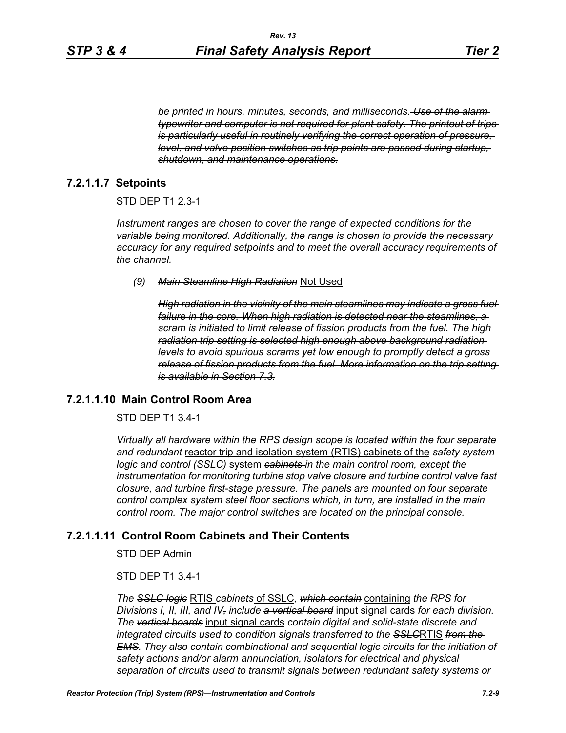*be printed in hours, minutes, seconds, and milliseconds.* ~~*Use of the alarm typewriter and computer is not required for plant safety. The printout of trips is particularly useful in routinely verifying the correct operation of pressure, level, and valve position switches as trip points are passed during startup, shutdown, and maintenance operations.*~~

### 7.2.1.1.7 Setpoints

STD DEP T1 2.3-1

*Instrument ranges are chosen to cover the range of expected conditions for the variable being monitored. Additionally, the range is chosen to provide the necessary accuracy for any required setpoints and to meet the overall accuracy requirements of the channel.*

*(9)* ~~*Main Steamline High Radiation*~~ <u>Not Used</u>

~~*High radiation in the vicinity of the main steamlines may indicate a gross fuel failure in the core. When high radiation is detected near the steamlines, a scram is initiated to limit release of fission products from the fuel. The high radiation trip setting is selected high enough above background radiation levels to avoid spurious scrams yet low enough to promptly detect a gross release of fission products from the fuel. More information on the trip setting is available in Section 7.3.*~~

### 7.2.1.1.10 Main Control Room Area

STD DEP T1 3.4-1

*Virtually all hardware within the RPS design scope is located within the four separate and redundant* <u>reactor trip and isolation system (RTIS) cabinets of the</u> *safety system logic and control (SSLC)* <u>system</u> ~~*cabinets*~~ *in the main control room, except the instrumentation for monitoring turbine stop valve closure and turbine control valve fast closure, and turbine first-stage pressure. The panels are mounted on four separate control complex system steel floor sections which, in turn, are installed in the main control room. The major control switches are located on the principal console.*

### 7.2.1.1.11 Control Room Cabinets and Their Contents

STD DEP Admin

STD DEP T1 3.4-1

*The* ~~*SSLC logic*~~ <u>RTIS</u> *cabinets* <u>of SSLC</u>*,* ~~*which contain*~~ <u>containing</u> *the RPS for Divisions I, II, III, and IV*~~*,*~~ *include* ~~*a vertical board*~~ <u>input signal cards</u> *for each division. The* ~~*vertical boards*~~ <u>input signal cards</u> *contain digital and solid-state discrete and integrated circuits used to condition signals transferred to the* ~~*SSLC*~~<u>RTIS</u> ~~*from the EMS*~~*. They also contain combinational and sequential logic circuits for the initiation of safety actions and/or alarm annunciation, isolators for electrical and physical separation of circuits used to transmit signals between redundant safety systems or*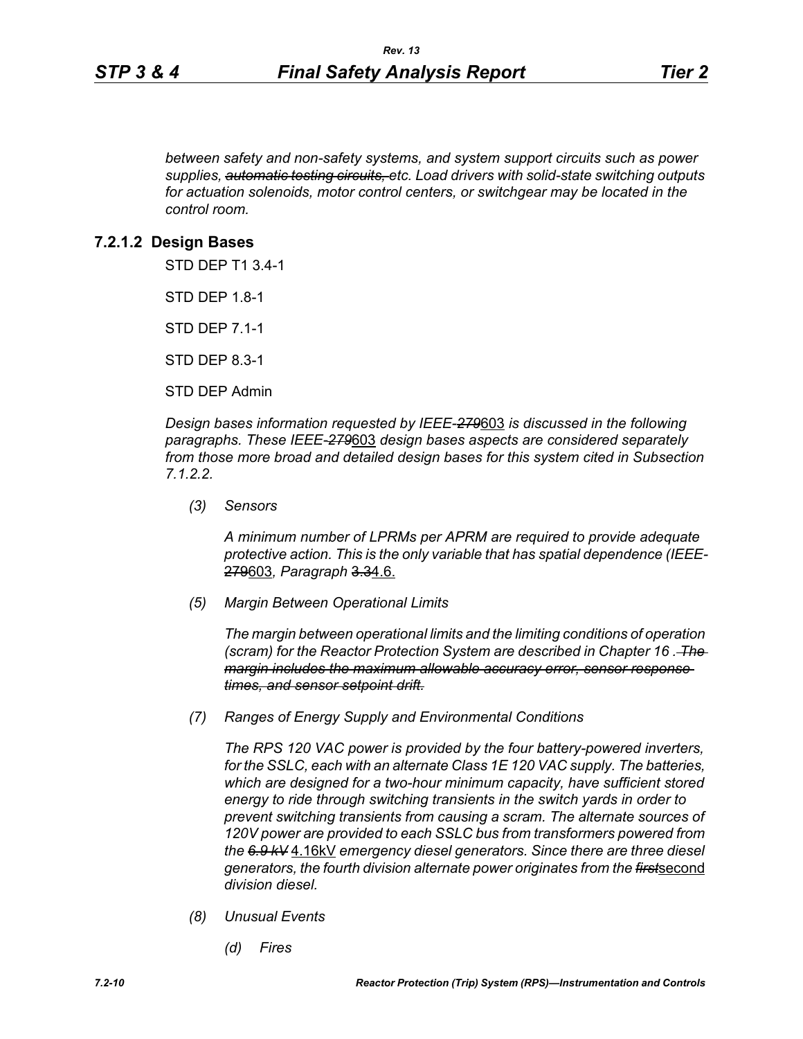*between safety and non-safety systems, and system support circuits such as power supplies, ~~automatic testing circuits,~~ etc. Load drivers with solid-state switching outputs for actuation solenoids, motor control centers, or switchgear may be located in the control room.*

### 7.2.1.2 Design Bases

STD DEP T1 3.4-1

STD DEP 1.8-1

STD DEP 7.1-1

STD DEP 8.3-1

STD DEP Admin

*Design bases information requested by IEEE-~~279~~*<u>603</u> *is discussed in the following paragraphs. These IEEE-~~279~~*<u>603</u> *design bases aspects are considered separately from those more broad and detailed design bases for this system cited in Subsection 7.1.2.2.*

*(3) Sensors*

*A minimum number of LPRMs per APRM are required to provide adequate protective action. This is the only variable that has spatial dependence (IEEE-*~~279~~<u>603</u>*, Paragraph* ~~3.3~~<u>4.6.</u>

*(5) Margin Between Operational Limits*

*The margin between operational limits and the limiting conditions of operation (scram) for the Reactor Protection System are described in Chapter 16 . ~~The margin includes the maximum allowable accuracy error, sensor response times, and sensor setpoint drift.~~*

*(7) Ranges of Energy Supply and Environmental Conditions*

*The RPS 120 VAC power is provided by the four battery-powered inverters, for the SSLC, each with an alternate Class 1E 120 VAC supply. The batteries, which are designed for a two-hour minimum capacity, have sufficient stored energy to ride through switching transients in the switch yards in order to prevent switching transients from causing a scram. The alternate sources of 120V power are provided to each SSLC bus from transformers powered from the ~~6.9 kV~~* <u>4.16kV</u> *emergency diesel generators. Since there are three diesel generators, the fourth division alternate power originates from the ~~first~~*<u>second</u> *division diesel.*

*(8) Unusual Events*

*(d) Fires*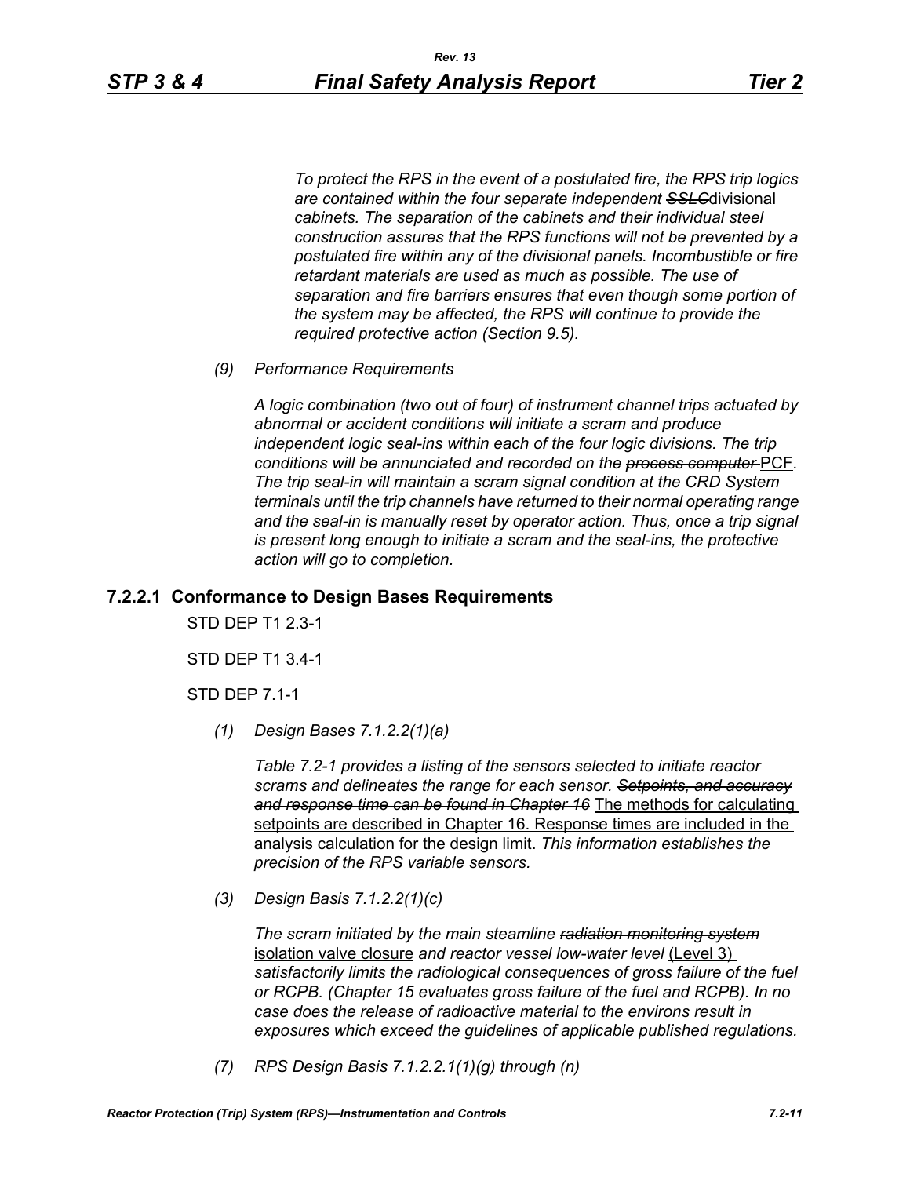*To protect the RPS in the event of a postulated fire, the RPS trip logics are contained within the four separate independent ~~SSLC~~*divisional *cabinets. The separation of the cabinets and their individual steel construction assures that the RPS functions will not be prevented by a postulated fire within any of the divisional panels. Incombustible or fire retardant materials are used as much as possible. The use of separation and fire barriers ensures that even though some portion of the system may be affected, the RPS will continue to provide the required protective action (Section 9.5).*

*(9) Performance Requirements*

*A logic combination (two out of four) of instrument channel trips actuated by abnormal or accident conditions will initiate a scram and produce independent logic seal-ins within each of the four logic divisions. The trip conditions will be annunciated and recorded on the ~~process computer~~* PCF*. The trip seal-in will maintain a scram signal condition at the CRD System terminals until the trip channels have returned to their normal operating range and the seal-in is manually reset by operator action. Thus, once a trip signal is present long enough to initiate a scram and the seal-ins, the protective action will go to completion.*

### 7.2.2.1 Conformance to Design Bases Requirements

STD DEP T1 2.3-1

STD DEP T1 3.4-1

STD DEP 7.1-1

*(1) Design Bases 7.1.2.2(1)(a)*

*Table 7.2-1 provides a listing of the sensors selected to initiate reactor scrams and delineates the range for each sensor. ~~Setpoints, and accuracy and response time can be found in Chapter 16~~* The methods for calculating setpoints are described in Chapter 16. Response times are included in the analysis calculation for the design limit. *This information establishes the precision of the RPS variable sensors.*

*(3) Design Basis 7.1.2.2(1)(c)*

*The scram initiated by the main steamline ~~radiation monitoring system~~* isolation valve closure *and reactor vessel low-water level* (Level 3) *satisfactorily limits the radiological consequences of gross failure of the fuel or RCPB. (Chapter 15 evaluates gross failure of the fuel and RCPB). In no case does the release of radioactive material to the environs result in exposures which exceed the guidelines of applicable published regulations.*

*(7) RPS Design Basis 7.1.2.2.1(1)(g) through (n)*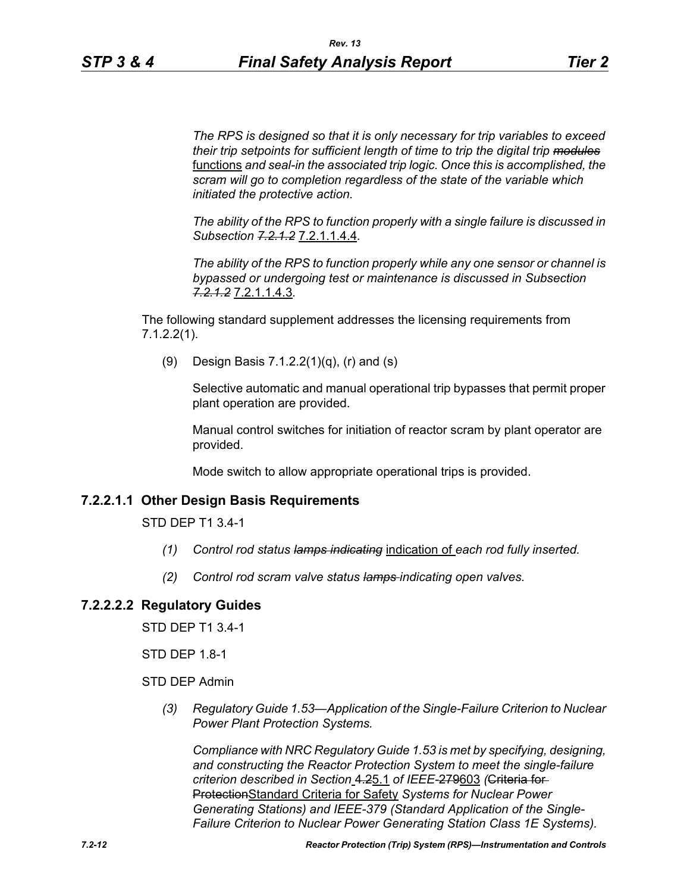*The RPS is designed so that it is only necessary for trip variables to exceed their trip setpoints for sufficient length of time to trip the digital trip ~~modules~~* functions *and seal-in the associated trip logic. Once this is accomplished, the scram will go to completion regardless of the state of the variable which initiated the protective action.*

*The ability of the RPS to function properly with a single failure is discussed in Subsection ~~7.2.1.2~~* 7.2.1.1.4.4*.*

*The ability of the RPS to function properly while any one sensor or channel is bypassed or undergoing test or maintenance is discussed in Subsection ~~7.2.1.2~~* 7.2.1.1.4.3*.*

The following standard supplement addresses the licensing requirements from 7.1.2.2(1).

(9) Design Basis 7.1.2.2(1)(q), (r) and (s)

Selective automatic and manual operational trip bypasses that permit proper plant operation are provided.

Manual control switches for initiation of reactor scram by plant operator are provided.

Mode switch to allow appropriate operational trips is provided.

### 7.2.2.1.1 Other Design Basis Requirements

STD DEP T1 3.4-1

*(1) Control rod status ~~lamps indicating~~* indication of *each rod fully inserted.*

*(2) Control rod scram valve status ~~lamps~~ indicating open valves.*

### 7.2.2.2.2 Regulatory Guides

STD DEP T1 3.4-1

STD DEP 1.8-1

STD DEP Admin

*(3) Regulatory Guide 1.53—Application of the Single-Failure Criterion to Nuclear Power Plant Protection Systems.*

*Compliance with NRC Regulatory Guide 1.53 is met by specifying, designing, and constructing the Reactor Protection System to meet the single-failure criterion described in Section* ~~4.2~~5.1 *of IEEE-*~~279~~603 *(*~~Criteria for Protection~~Standard Criteria for Safety *Systems for Nuclear Power Generating Stations) and IEEE-379 (Standard Application of the Single-Failure Criterion to Nuclear Power Generating Station Class 1E Systems).*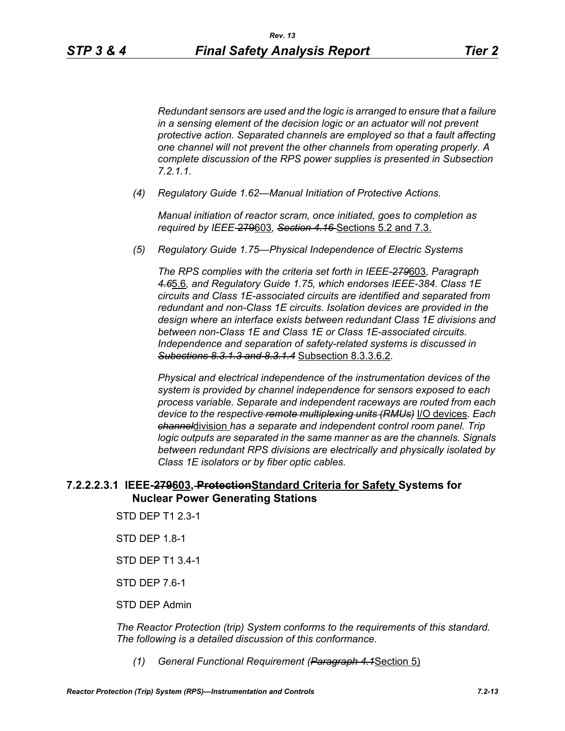*Redundant sensors are used and the logic is arranged to ensure that a failure in a sensing element of the decision logic or an actuator will not prevent protective action. Separated channels are employed so that a fault affecting one channel will not prevent the other channels from operating properly. A complete discussion of the RPS power supplies is presented in Subsection 7.2.1.1.*

*(4) Regulatory Guide 1.62—Manual Initiation of Protective Actions.*

*Manual initiation of reactor scram, once initiated, goes to completion as required by IEEE-~~279~~*603*, ~~Section 4.16~~* Sections 5.2 and 7.3.

*(5) Regulatory Guide 1.75—Physical Independence of Electric Systems*

*The RPS complies with the criteria set forth in IEEE-~~279~~*603*, Paragraph ~~4.6~~*5.6*, and Regulatory Guide 1.75, which endorses IEEE-384. Class 1E circuits and Class 1E-associated circuits are identified and separated from redundant and non-Class 1E circuits. Isolation devices are provided in the design where an interface exists between redundant Class 1E divisions and between non-Class 1E and Class 1E or Class 1E-associated circuits. Independence and separation of safety-related systems is discussed in ~~Subsections 8.3.1.3 and 8.3.1.4~~* Subsection 8.3.3.6.2.

*Physical and electrical independence of the instrumentation devices of the system is provided by channel independence for sensors exposed to each process variable. Separate and independent raceways are routed from each device to the respective ~~remote multiplexing units (RMUs)~~* I/O devices*. Each ~~channel~~*division *has a separate and independent control room panel. Trip logic outputs are separated in the same manner as are the channels. Signals between redundant RPS divisions are electrically and physically isolated by Class 1E isolators or by fiber optic cables.*

### 7.2.2.2.3.1 IEEE-~~279~~603, ~~Protection~~Standard Criteria for Safety Systems for Nuclear Power Generating Stations

STD DEP T1 2.3-1

STD DEP 1.8-1

STD DEP T1 3.4-1

STD DEP 7.6-1

STD DEP Admin

*The Reactor Protection (trip) System conforms to the requirements of this standard. The following is a detailed discussion of this conformance.*

*(1) General Functional Requirement (~~Paragraph 4.1~~*Section 5)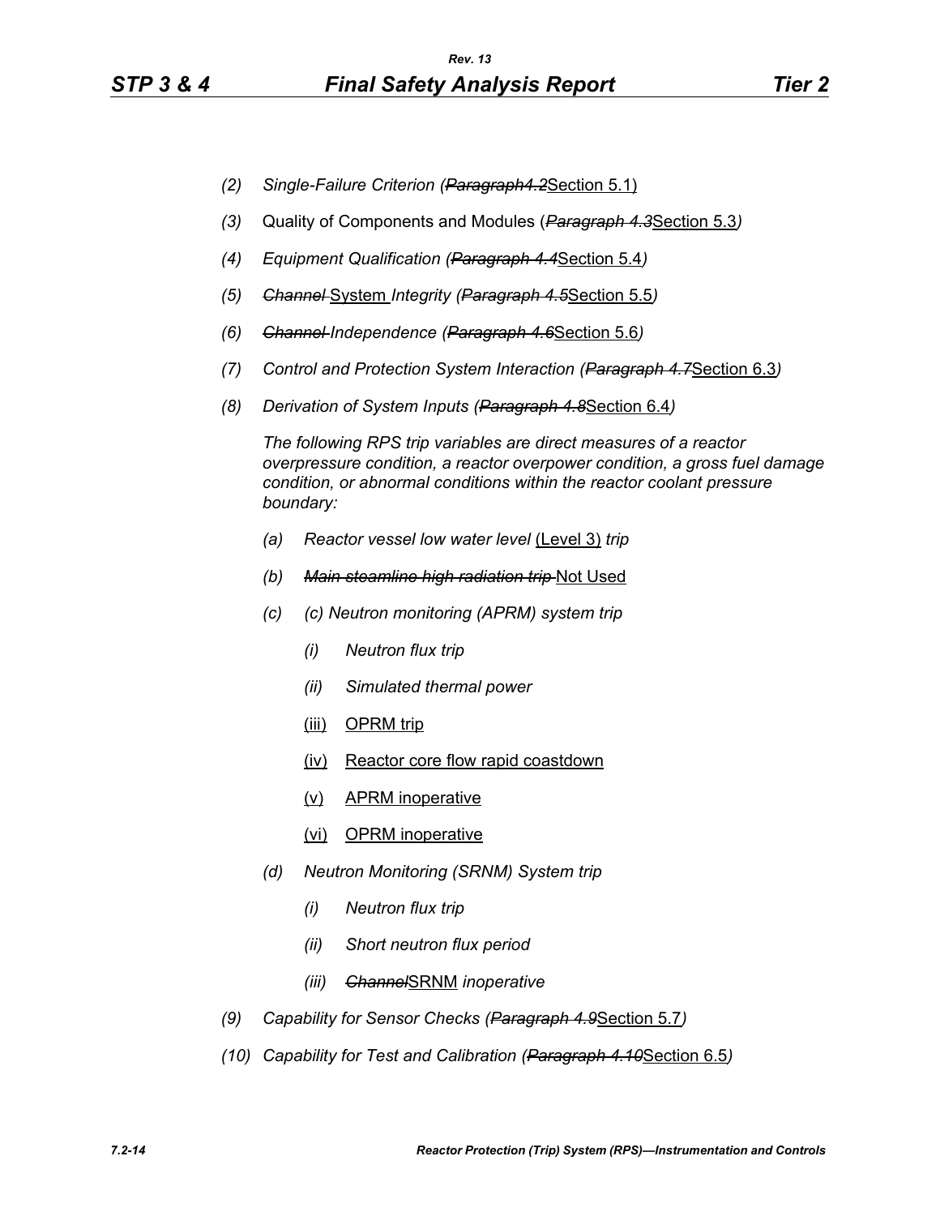- *(2)* *Single-Failure Criterion (~~Paragraph4.2~~*<u>Section 5.1</u>)
- *(3)* Quality of Components and Modules (*~~Paragraph 4.3~~*<u>Section 5.3</u>*)*
- *(4)* *Equipment Qualification (~~Paragraph 4.4~~*<u>Section 5.4</u>*)*
- *(5)* *~~Channel~~* <u>System</u> *Integrity (~~Paragraph 4.5~~*<u>Section 5.5</u>*)*
- *(6)* *~~Channel~~ Independence (~~Paragraph 4.6~~*<u>Section 5.6</u>*)*
- *(7)* *Control and Protection System Interaction (~~Paragraph 4.7~~*<u>Section 6.3</u>*)*
- *(8)* *Derivation of System Inputs (~~Paragraph 4.8~~*<u>Section 6.4</u>*)*

  *The following RPS trip variables are direct measures of a reactor overpressure condition, a reactor overpower condition, a gross fuel damage condition, or abnormal conditions within the reactor coolant pressure boundary:*

  - *(a)* *Reactor vessel low water level* <u>(Level 3)</u> *trip*
  - *(b)* *~~Main steamline high radiation trip~~* <u>Not Used</u>
  - *(c)* *(c) Neutron monitoring (APRM) system trip*
    - *(i)* *Neutron flux trip*
    - *(ii)* *Simulated thermal power*
    - <u>(iii)</u> <u>OPRM trip</u>
    - <u>(iv)</u> <u>Reactor core flow rapid coastdown</u>
    - <u>(v)</u> <u>APRM inoperative</u>
    - <u>(vi)</u> <u>OPRM inoperative</u>
  - *(d)* *Neutron Monitoring (SRNM) System trip*
    - *(i)* *Neutron flux trip*
    - *(ii)* *Short neutron flux period*
    - *(iii)* *~~Channel~~*<u>SRNM</u> *inoperative*
- *(9)* *Capability for Sensor Checks (~~Paragraph 4.9~~*<u>Section 5.7</u>*)*
- *(10)* *Capability for Test and Calibration (~~Paragraph 4.10~~*<u>Section 6.5</u>*)*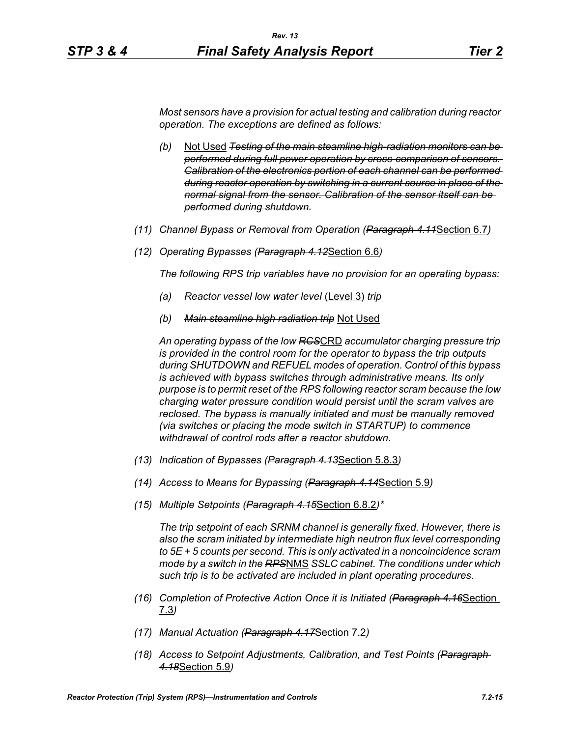*Most sensors have a provision for actual testing and calibration during reactor operation. The exceptions are defined as follows:*

- *(b)* Not Used ~~*Testing of the main steamline high-radiation monitors can be performed during full power operation by cross-comparison of sensors. Calibration of the electronics portion of each channel can be performed during reactor operation by switching in a current source in place of the normal signal from the sensor. Calibration of the sensor itself can be performed during shutdown.*~~

*(11) Channel Bypass or Removal from Operation (~~Paragraph 4.11~~*Section 6.7*)*

*(12) Operating Bypasses (~~Paragraph 4.12~~*Section 6.6*)*

*The following RPS trip variables have no provision for an operating bypass:*

- *(a) Reactor vessel low water level* (Level 3) *trip*
- *(b) ~~Main steamline high radiation trip~~* Not Used

*An operating bypass of the low ~~RCS~~*CRD *accumulator charging pressure trip is provided in the control room for the operator to bypass the trip outputs during SHUTDOWN and REFUEL modes of operation. Control of this bypass is achieved with bypass switches through administrative means. Its only purpose is to permit reset of the RPS following reactor scram because the low charging water pressure condition would persist until the scram valves are reclosed. The bypass is manually initiated and must be manually removed (via switches or placing the mode switch in STARTUP) to commence withdrawal of control rods after a reactor shutdown.*

*(13) Indication of Bypasses (~~Paragraph 4.13~~*Section 5.8.3*)*

*(14) Access to Means for Bypassing (~~Paragraph 4.14~~*Section 5.9*)*

*(15) Multiple Setpoints (~~Paragraph 4.15~~*Section 6.8.2*)\**

*The trip setpoint of each SRNM channel is generally fixed. However, there is also the scram initiated by intermediate high neutron flux level corresponding to 5E + 5 counts per second. This is only activated in a noncoincidence scram mode by a switch in the ~~RPS~~*NMS *SSLC cabinet. The conditions under which such trip is to be activated are included in plant operating procedures.*

*(16) Completion of Protective Action Once it is Initiated (~~Paragraph 4.16~~*Section 7.3*)*

*(17) Manual Actuation (~~Paragraph 4.17~~*Section 7.2*)*

*(18) Access to Setpoint Adjustments, Calibration, and Test Points (~~Paragraph 4.18~~*Section 5.9*)*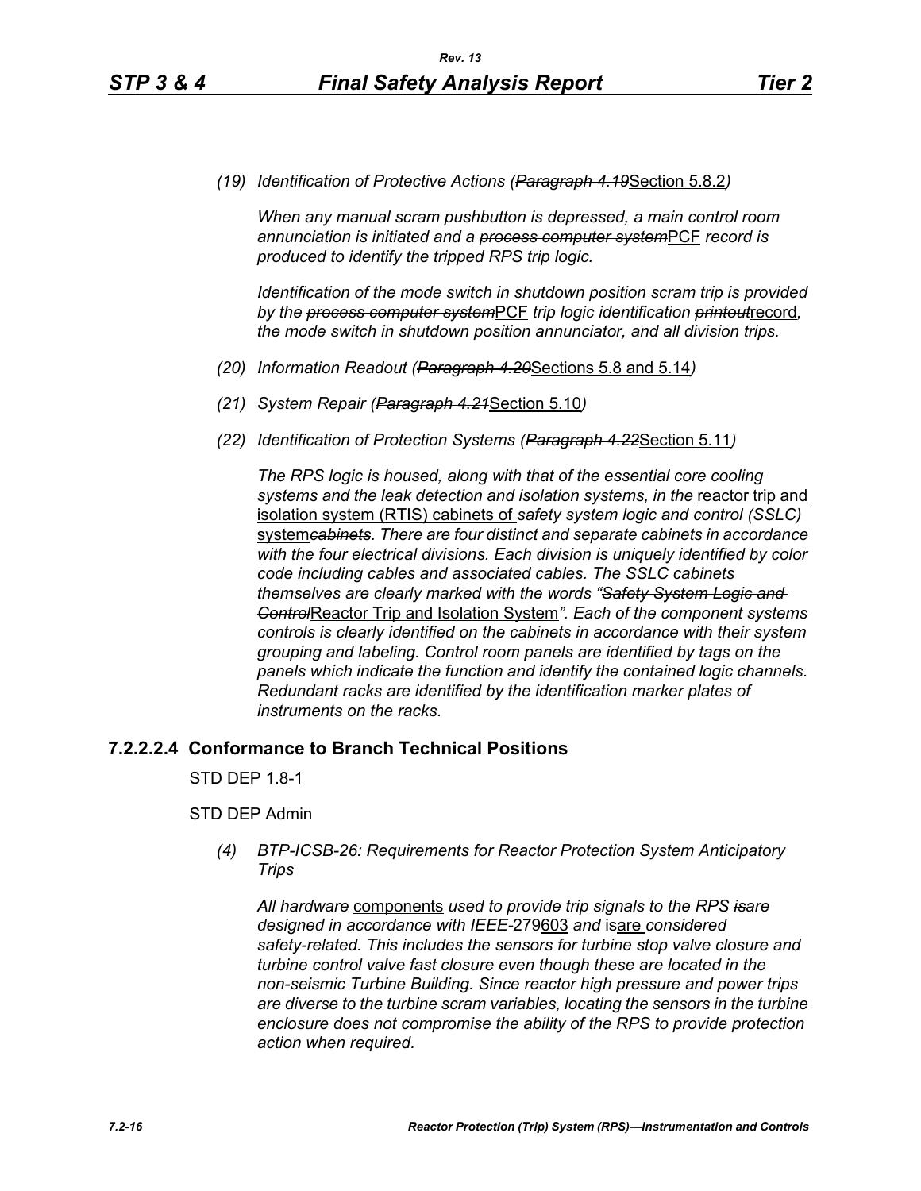*(19) Identification of Protective Actions (~~Paragraph 4.19~~Section 5.8.2)*

*When any manual scram pushbutton is depressed, a main control room annunciation is initiated and a ~~process computer system~~PCF record is produced to identify the tripped RPS trip logic.*

*Identification of the mode switch in shutdown position scram trip is provided by the ~~process computer system~~PCF trip logic identification ~~printout~~record, the mode switch in shutdown position annunciator, and all division trips.*

*(20) Information Readout (~~Paragraph 4.20~~Sections 5.8 and 5.14)*

*(21) System Repair (~~Paragraph 4.21~~Section 5.10)*

*(22) Identification of Protection Systems (~~Paragraph 4.22~~Section 5.11)*

*The RPS logic is housed, along with that of the essential core cooling systems and the leak detection and isolation systems, in the* reactor trip and isolation system (RTIS) cabinets of *safety system logic and control (SSLC)* system~~*cabinets*~~*. There are four distinct and separate cabinets in accordance with the four electrical divisions. Each division is uniquely identified by color code including cables and associated cables. The SSLC cabinets themselves are clearly marked with the words "~~Safety System Logic and Control~~*Reactor Trip and Isolation System*". Each of the component systems controls is clearly identified on the cabinets in accordance with their system grouping and labeling. Control room panels are identified by tags on the panels which indicate the function and identify the contained logic channels. Redundant racks are identified by the identification marker plates of instruments on the racks.*

### 7.2.2.2.4 Conformance to Branch Technical Positions

STD DEP 1.8-1

STD DEP Admin

*(4) BTP-ICSB-26: Requirements for Reactor Protection System Anticipatory Trips*

*All hardware* components *used to provide trip signals to the RPS ~~is~~are designed in accordance with IEEE-~~279~~603 and ~~is~~are considered safety-related. This includes the sensors for turbine stop valve closure and turbine control valve fast closure even though these are located in the non-seismic Turbine Building. Since reactor high pressure and power trips are diverse to the turbine scram variables, locating the sensors in the turbine enclosure does not compromise the ability of the RPS to provide protection action when required.*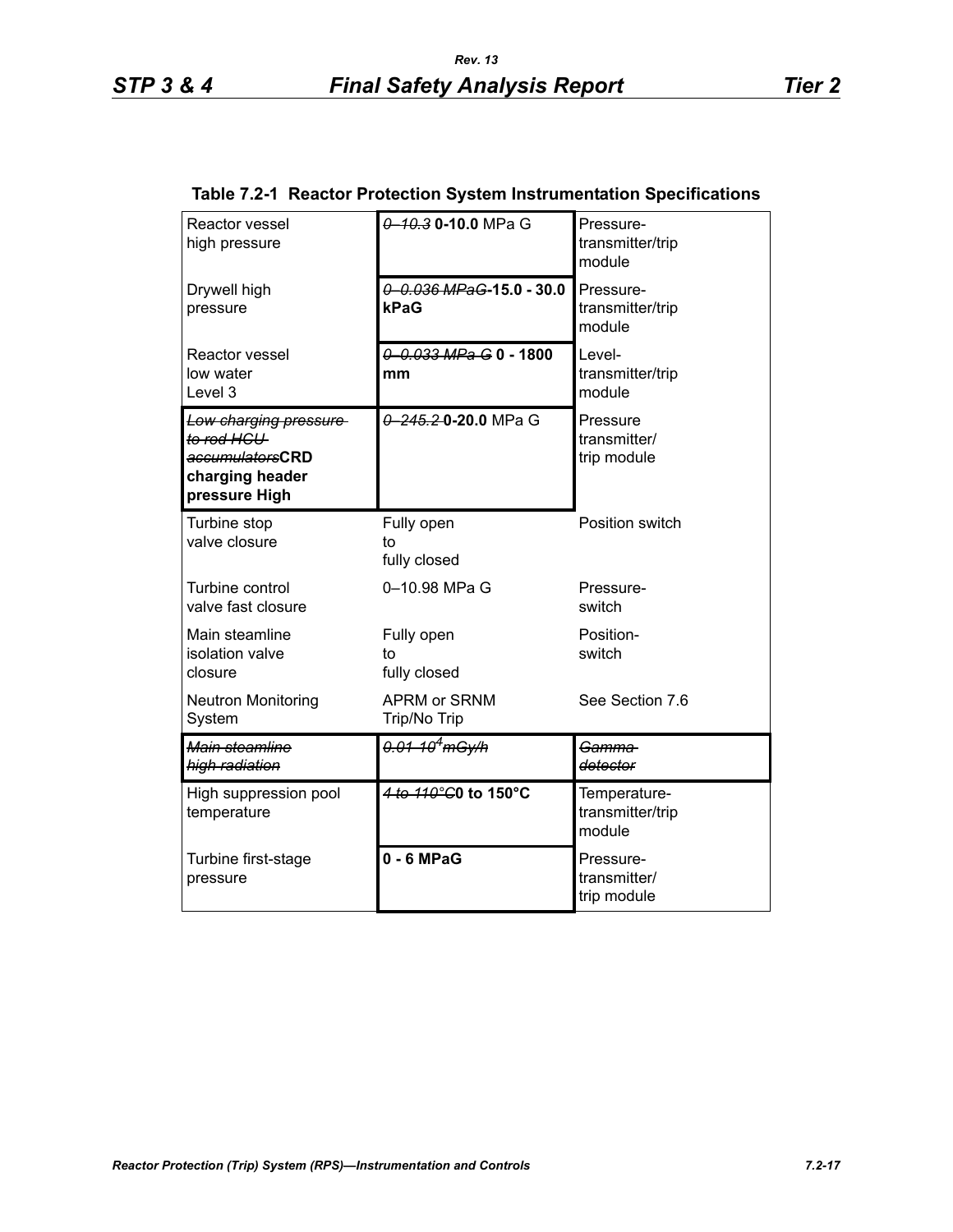**Table 7.2-1 Reactor Protection System Instrumentation Specifications**

| | | |
|---|---|---|
| Reactor vessel high pressure | ~~0–10.3~~ **0-10.0** MPa G | Pressure-transmitter/trip module |
| Drywell high pressure | ~~0–0.036 MPaG~~ **-15.0 - 30.0 kPaG** | Pressure-transmitter/trip module |
| Reactor vessel low water Level 3 | ~~0–0.033 MPa G~~ **0 - 1800 mm** | Level-transmitter/trip module |
| ~~Low charging pressure to rod HCU accumulators~~ **CRD charging header pressure High** | ~~0–245.2~~ **0-20.0** MPa G | Pressure transmitter/ trip module |
| Turbine stop valve closure | Fully open to fully closed | Position switch |
| Turbine control valve fast closure | 0–10.98 MPa G | Pressure-switch |
| Main steamline isolation valve closure | Fully open to fully closed | Position-switch |
| Neutron Monitoring System | APRM or SRNM Trip/No Trip | See Section 7.6 |
| ~~Main steamline high radiation~~ | ~~0.01–$10^4$ mGy/h~~ | ~~Gamma detector~~ |
| High suppression pool temperature | ~~4 to 110°C~~ **0 to 150°C** | Temperature-transmitter/trip module |
| Turbine first-stage pressure | **0 - 6 MPaG** | Pressure-transmitter/ trip module |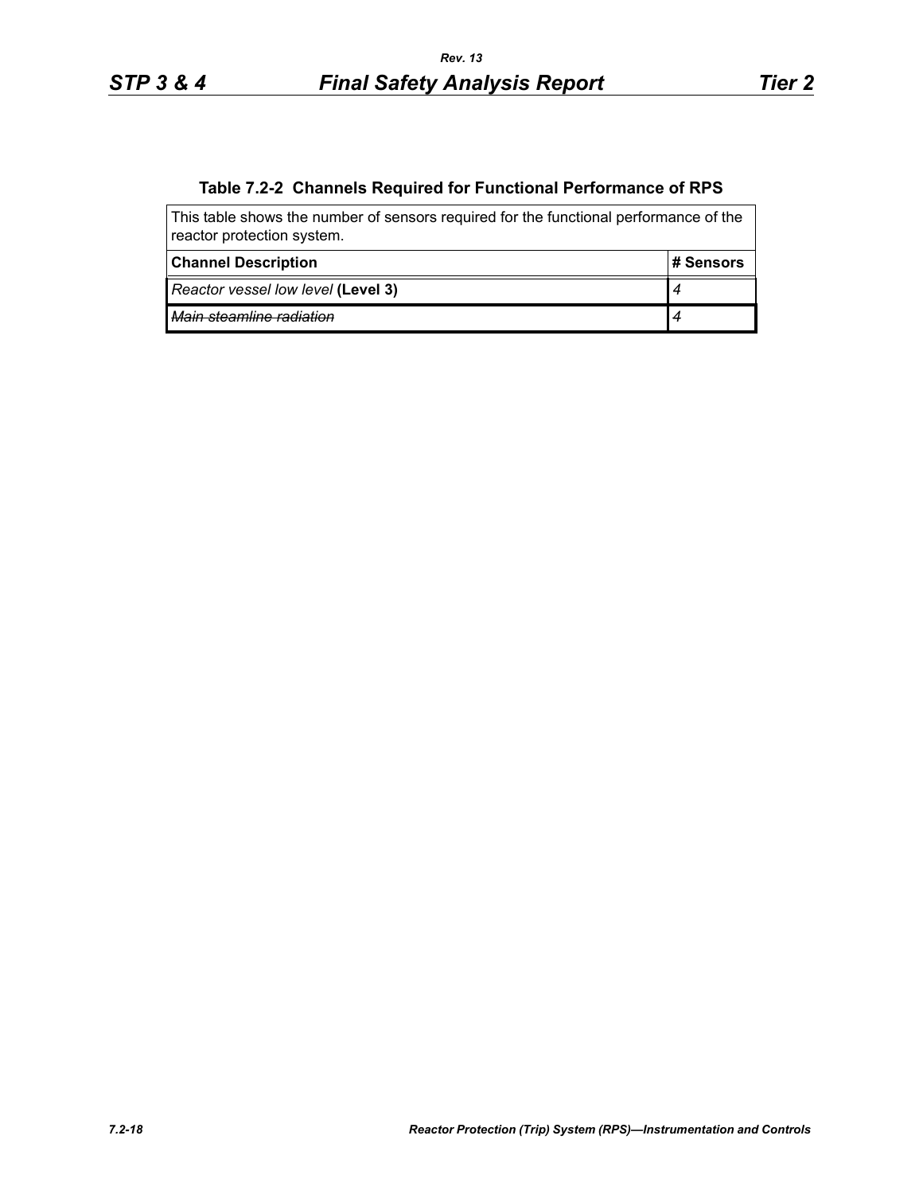**Table 7.2-2 Channels Required for Functional Performance of RPS**

This table shows the number of sensors required for the functional performance of the reactor protection system.

| Channel Description | # Sensors |
|---|---|
| *Reactor vessel low level* **(Level 3)** | *4* |
| ~~*Main steamline radiation*~~ | ~~*4*~~ |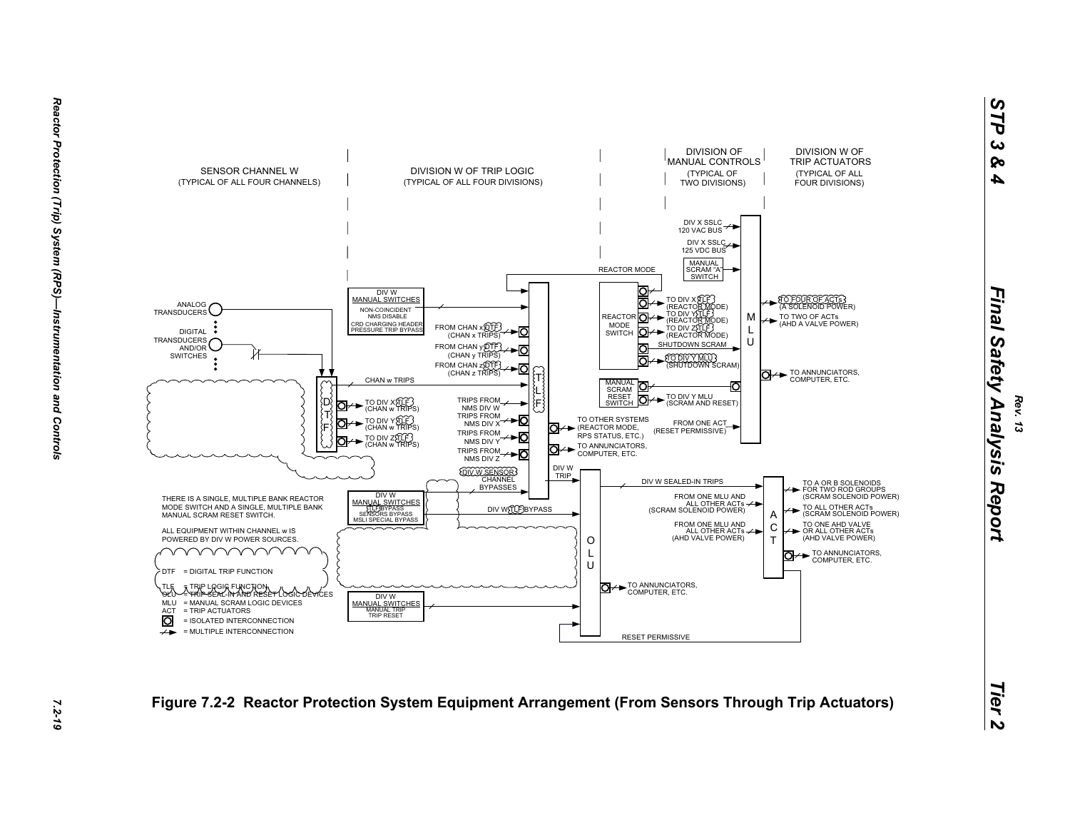SENSOR CHANNEL W
(TYPICAL OF ALL FOUR CHANNELS)

DIVISION W OF TRIP LOGIC
(TYPICAL OF ALL FOUR DIVISIONS)

DIVISION OF MANUAL CONTROLS
(TYPICAL OF TWO DIVISIONS)

DIVISION W OF TRIP ACTUATORS
(TYPICAL OF ALL FOUR DIVISIONS)

ANALOG TRANSDUCERS

DIGITAL TRANSDUCERS AND/OR SWITCHES

DTF

CHAN w TRIPS

TO DIV X TLF (CHAN w TRIPS)

TO DIV Y TLF (CHAN w TRIPS)

TO DIV Z TLF (CHAN w TRIPS)

DIV W MANUAL SWITCHES
NON-COINCIDENT NMS DISABLE
CRD CHARGING HEADER PRESSURE TRIP BYPASS

FROM CHAN x DTF (CHAN x TRIPS)

FROM CHAN y DTF (CHAN y TRIPS)

FROM CHAN z DTF (CHAN z TRIPS)

TRIPS FROM NMS DIV W

TRIPS FROM NMS DIV X

TRIPS FROM NMS DIV Y

TRIPS FROM NMS DIV Z

TLF

TO OTHER SYSTEMS (REACTOR MODE, RPS STATUS, ETC.)

TO ANNUNCIATORS, COMPUTER, ETC.

DIV W SENSOR CHANNEL BYPASSES

REACTOR MODE

REACTOR MODE SWITCH

TO DIV X TLF (REACTOR MODE)

TO DIV Y TLF (REACTOR MODE)

TO DIV Z TLF (REACTOR MODE)

SHUTDOWN SCRAM

TO DIV Y MLU (SHUTDOWN SCRAM)

MANUAL SCRAM RESET SWITCH

TO DIV Y MLU (SCRAM AND RESET)

FROM ONE ACT (RESET PERMISSIVE)

DIV X SSLC 120 VAC BUS

DIV X SSLC 125 VDC BUS

MANUAL SCRAM "A" SWITCH

MLU

TO FOUR OF ACTs (A SOLENOID POWER)

TO TWO OF ACTs (AHD A VALVE POWER)

TO ANNUNCIATORS, COMPUTER, ETC.

DIV W TRIP

DIV W MANUAL SWITCHES
TLF BYPASS
SENSORS BYPASS
MSLI SPECIAL BYPASS

DIV W TLF BYPASS

OLU

DIV W SEALED-IN TRIPS

FROM ONE MLU AND ALL OTHER ACTs (SCRAM SOLENOID POWER)

FROM ONE MLU AND ALL OTHER ACTs (AHD VALVE POWER)

ACT

TO A OR B SOLENOIDS FOR TWO ROD GROUPS (SCRAM SOLENOID POWER)

TO ALL OTHER ACTs (SCRAM SOLENOID POWER)

TO ONE AHD VALVE OR ALL OTHER ACTs (AHD VALVE POWER)

TO ANNUNCIATORS, COMPUTER, ETC.

TO ANNUNCIATORS, COMPUTER, ETC.

DIV W MANUAL SWITCHES
MANUAL TRIP
TRIP RESET

RESET PERMISSIVE

THERE IS A SINGLE, MULTIPLE BANK REACTOR MODE SWITCH AND A SINGLE, MULTIPLE BANK MANUAL SCRAM RESET SWITCH.

ALL EQUIPMENT WITHIN CHANNEL w IS POWERED BY DIV W POWER SOURCES.

DTF = DIGITAL TRIP FUNCTION
TLF = TRIP LOGIC FUNCTION
OLU = TRIP SEAL-IN AND RESET LOGIC DEVICES
MLU = MANUAL SCRAM LOGIC DEVICES
ACT = TRIP ACTUATORS
[O] = ISOLATED INTERCONNECTION
⁄→ = MULTIPLE INTERCONNECTION

**Figure 7.2-2 Reactor Protection System Equipment Arrangement (From Sensors Through Trip Actuators)**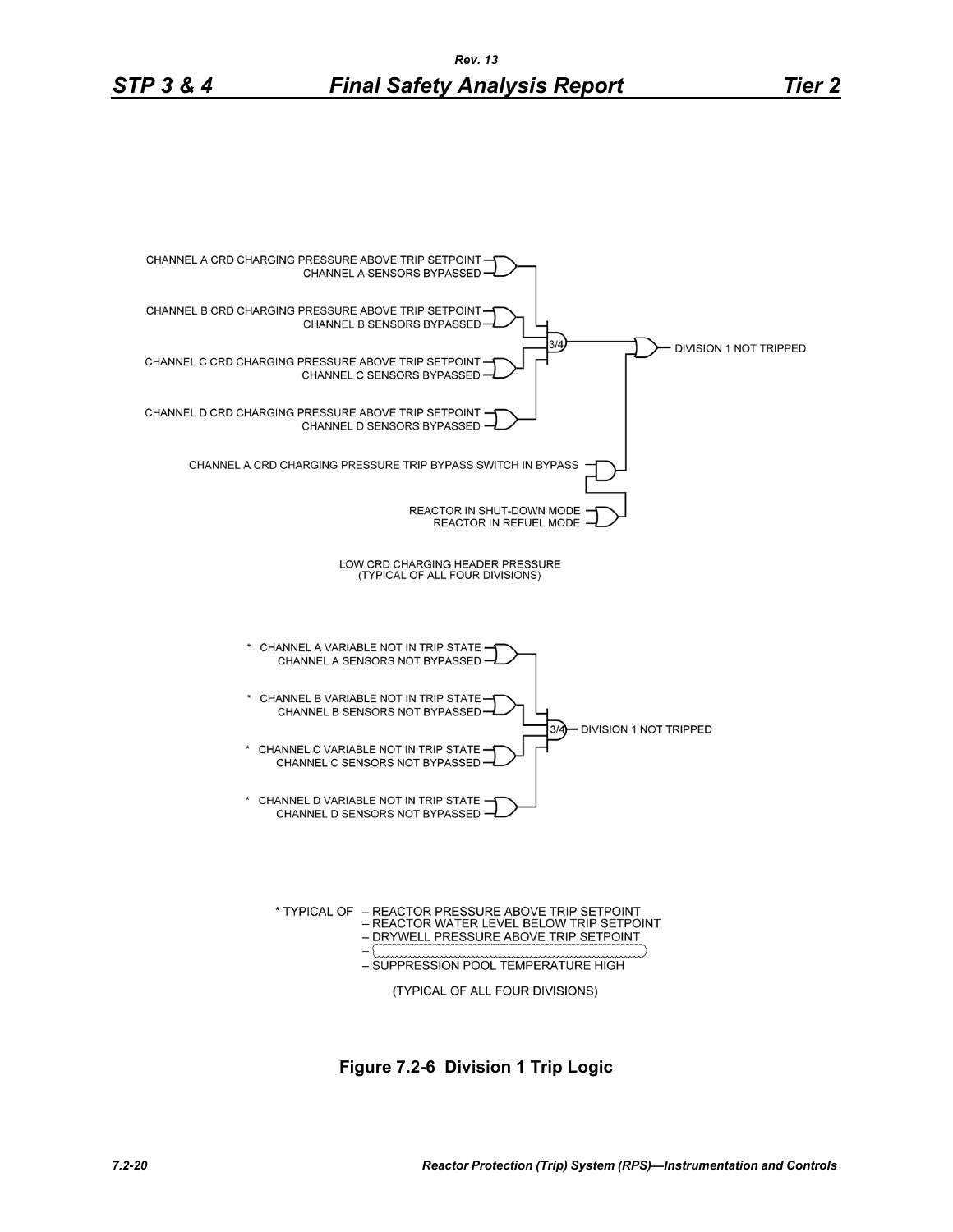CHANNEL A CRD CHARGING PRESSURE ABOVE TRIP SETPOINT
CHANNEL A SENSORS BYPASSED

CHANNEL B CRD CHARGING PRESSURE ABOVE TRIP SETPOINT
CHANNEL B SENSORS BYPASSED

CHANNEL C CRD CHARGING PRESSURE ABOVE TRIP SETPOINT
CHANNEL C SENSORS BYPASSED

CHANNEL D CRD CHARGING PRESSURE ABOVE TRIP SETPOINT
CHANNEL D SENSORS BYPASSED

3/4

DIVISION 1 NOT TRIPPED

CHANNEL A CRD CHARGING PRESSURE TRIP BYPASS SWITCH IN BYPASS

REACTOR IN SHUT-DOWN MODE
REACTOR IN REFUEL MODE

LOW CRD CHARGING HEADER PRESSURE
(TYPICAL OF ALL FOUR DIVISIONS)

* CHANNEL A VARIABLE NOT IN TRIP STATE
CHANNEL A SENSORS NOT BYPASSED

* CHANNEL B VARIABLE NOT IN TRIP STATE
CHANNEL B SENSORS NOT BYPASSED

* CHANNEL C VARIABLE NOT IN TRIP STATE
CHANNEL C SENSORS NOT BYPASSED

* CHANNEL D VARIABLE NOT IN TRIP STATE
CHANNEL D SENSORS NOT BYPASSED

3/4

DIVISION 1 NOT TRIPPED

* TYPICAL OF
- REACTOR PRESSURE ABOVE TRIP SETPOINT
- REACTOR WATER LEVEL BELOW TRIP SETPOINT
- DRYWELL PRESSURE ABOVE TRIP SETPOINT
-
- SUPPRESSION POOL TEMPERATURE HIGH

(TYPICAL OF ALL FOUR DIVISIONS)

**Figure 7.2-6 Division 1 Trip Logic**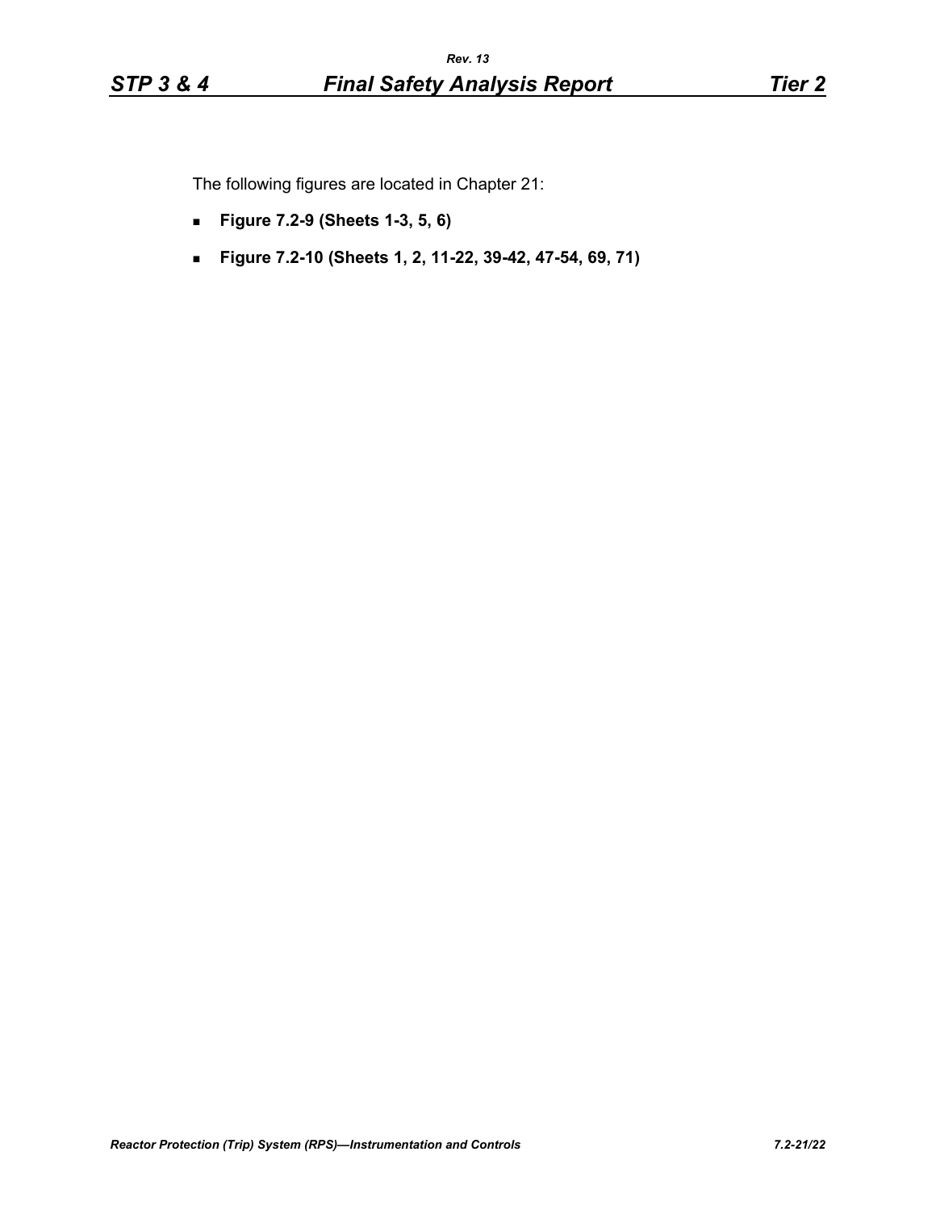The following figures are located in Chapter 21:

- **Figure 7.2-9 (Sheets 1-3, 5, 6)**
- **Figure 7.2-10 (Sheets 1, 2, 11-22, 39-42, 47-54, 69, 71)**